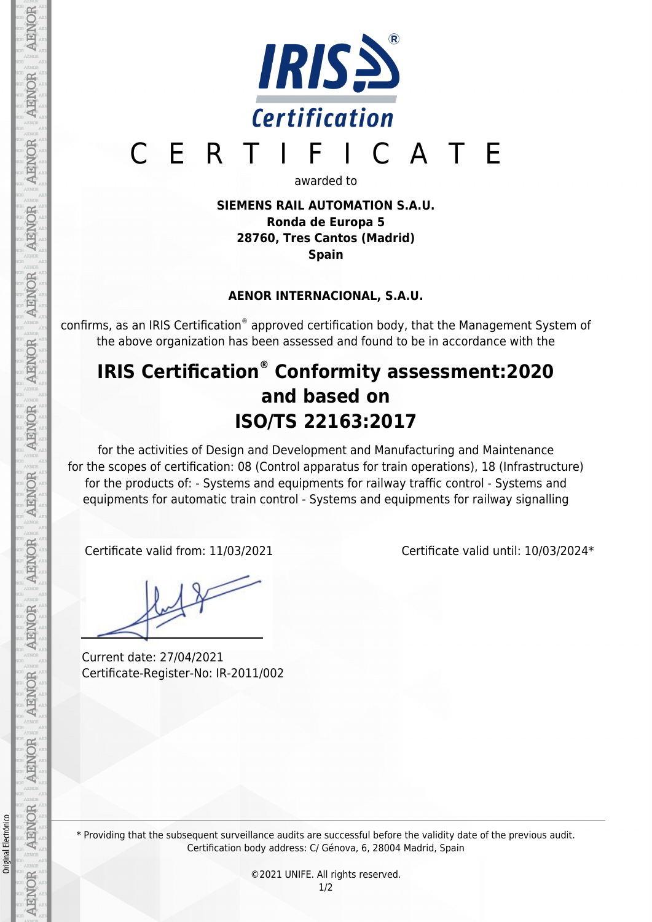# IRIS Certification®

# C E R T I F I C A T E

awarded to

**SIEMENS RAIL AUTOMATION S.A.U.**
**Ronda de Europa 5**
**28760, Tres Cantos (Madrid)**
**Spain**

**AENOR INTERNACIONAL, S.A.U.**

confirms, as an IRIS Certification® approved certification body, that the Management System of the above organization has been assessed and found to be in accordance with the

## IRIS Certification® Conformity assessment:2020 and based on ISO/TS 22163:2017

for the activities of Design and Development and Manufacturing and Maintenance for the scopes of certification: 08 (Control apparatus for train operations), 18 (Infrastructure) for the products of: - Systems and equipments for railway traffic control - Systems and equipments for automatic train control - Systems and equipments for railway signalling

Certificate valid from: 11/03/2021

Certificate valid until: 10/03/2024*

Current date: 27/04/2021
Certificate-Register-No: IR-2011/002

\* Providing that the subsequent surveillance audits are successful before the validity date of the previous audit.
Certification body address: C/ Génova, 6, 28004 Madrid, Spain

©2021 UNIFE. All rights reserved.

Original Electrónico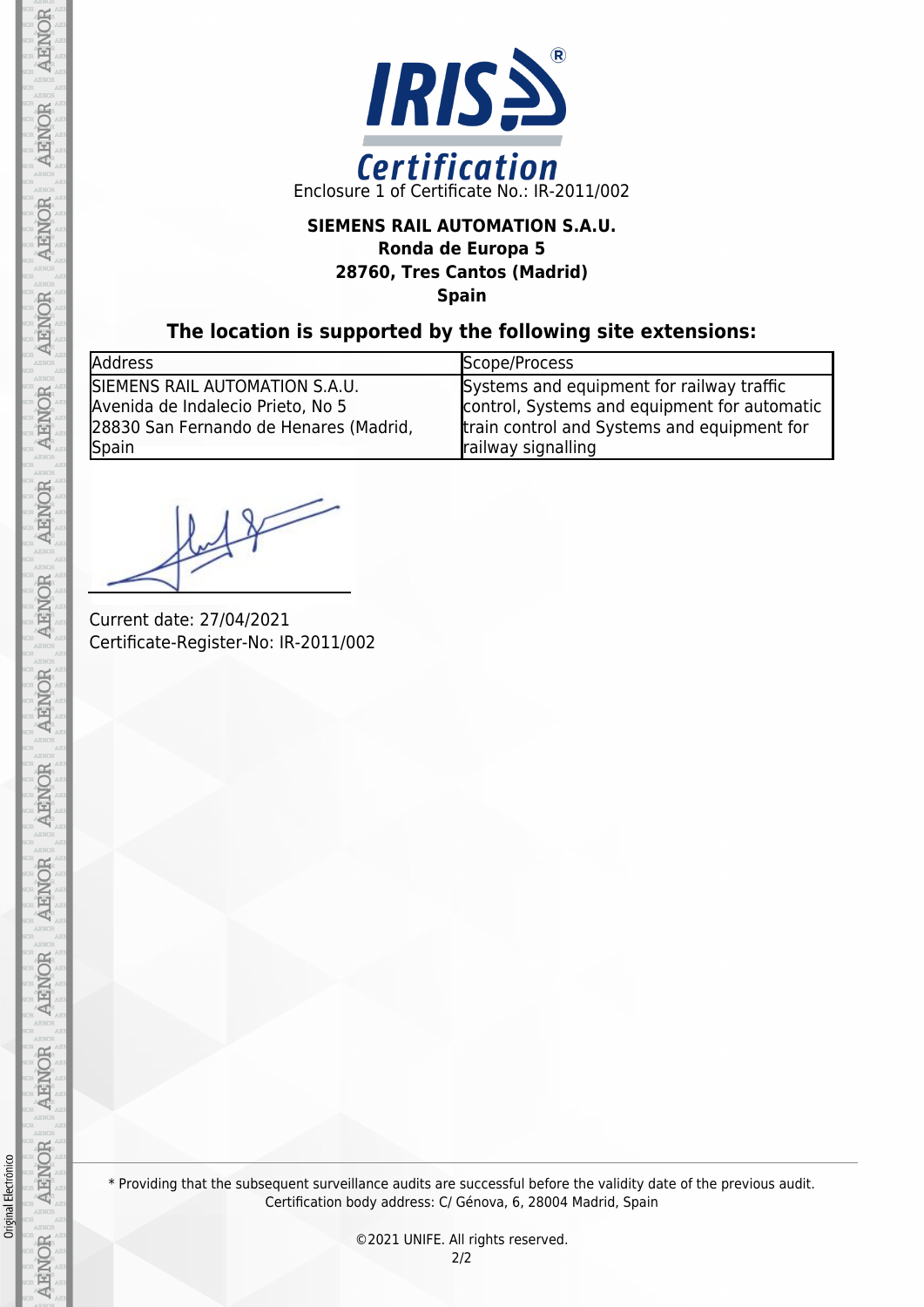Enclosure 1 of Certificate No.: IR-2011/002

**SIEMENS RAIL AUTOMATION S.A.U.**
**Ronda de Europa 5**
**28760, Tres Cantos (Madrid)**
**Spain**

## The location is supported by the following site extensions:

| Address | Scope/Process |
|---|---|
| SIEMENS RAIL AUTOMATION S.A.U.<br>Avenida de Indalecio Prieto, No 5<br>28830 San Fernando de Henares (Madrid,<br>Spain | Systems and equipment for railway traffic control, Systems and equipment for automatic train control and Systems and equipment for railway signalling |

Current date: 27/04/2021
Certificate-Register-No: IR-2011/002

* Providing that the subsequent surveillance audits are successful before the validity date of the previous audit.
Certification body address: C/ Génova, 6, 28004 Madrid, Spain

©2021 UNIFE. All rights reserved.